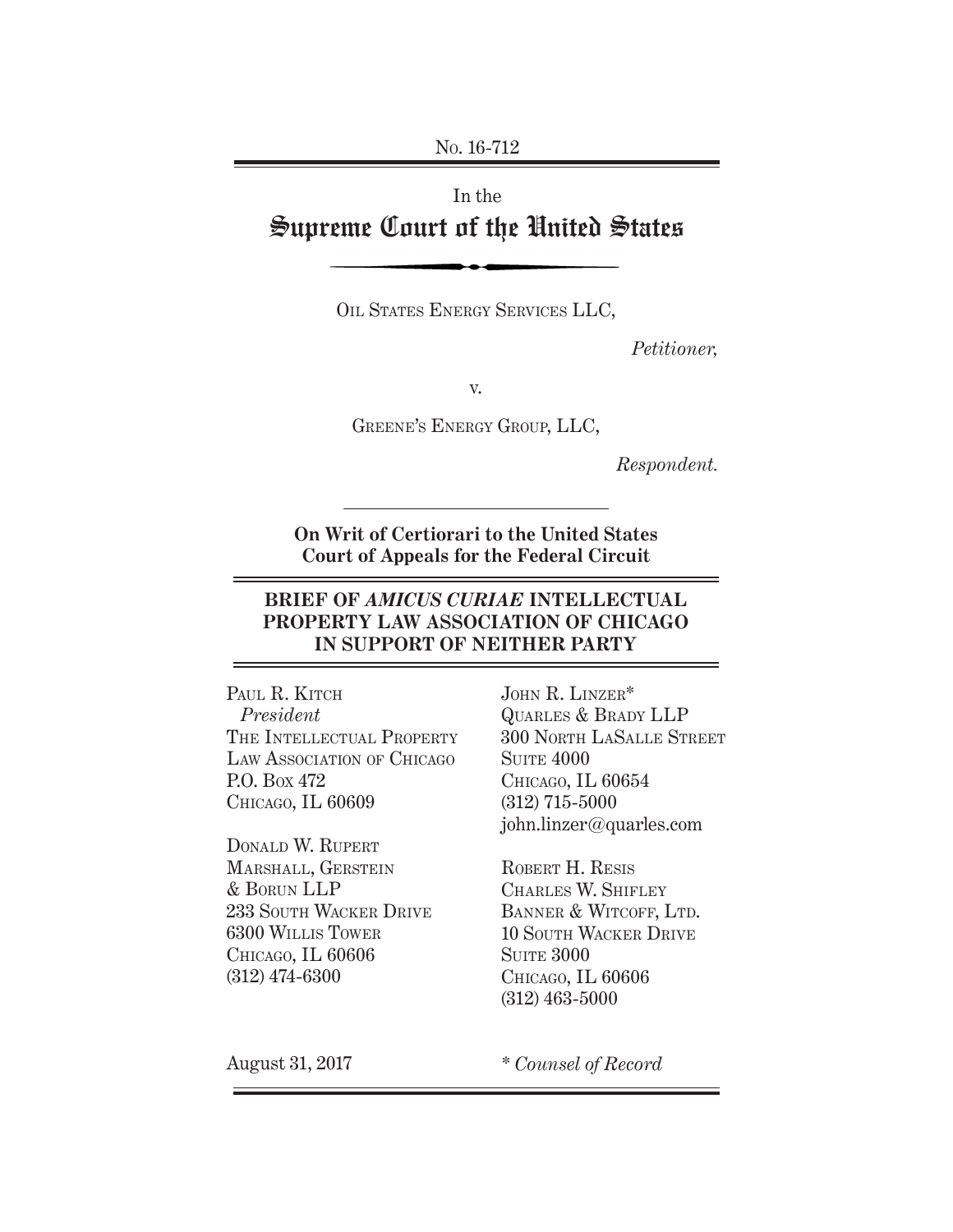No. 16-712

In the

# Supreme Court of the United States

Oil States Energy Services LLC,

*Petitioner,*

v.

Greene's Energy Group, LLC,

*Respondent.*

**On Writ of Certiorari to the United States Court of Appeals for the Federal Circuit**

## BRIEF OF *AMICUS CURIAE* INTELLECTUAL PROPERTY LAW ASSOCIATION OF CHICAGO IN SUPPORT OF NEITHER PARTY

Paul R. Kitch
*President*
The Intellectual Property Law Association of Chicago
P.O. Box 472
Chicago, IL 60609

Donald W. Rupert
Marshall, Gerstein & Borun LLP
233 South Wacker Drive
6300 Willis Tower
Chicago, IL 60606
(312) 474-6300

John R. Linzer*
Quarles & Brady LLP
300 North LaSalle Street
Suite 4000
Chicago, IL 60654
(312) 715-5000
john.linzer@quarles.com

Robert H. Resis
Charles W. Shifley
Banner & Witcoff, Ltd.
10 South Wacker Drive
Suite 3000
Chicago, IL 60606
(312) 463-5000

August 31, 2017

\* *Counsel of Record*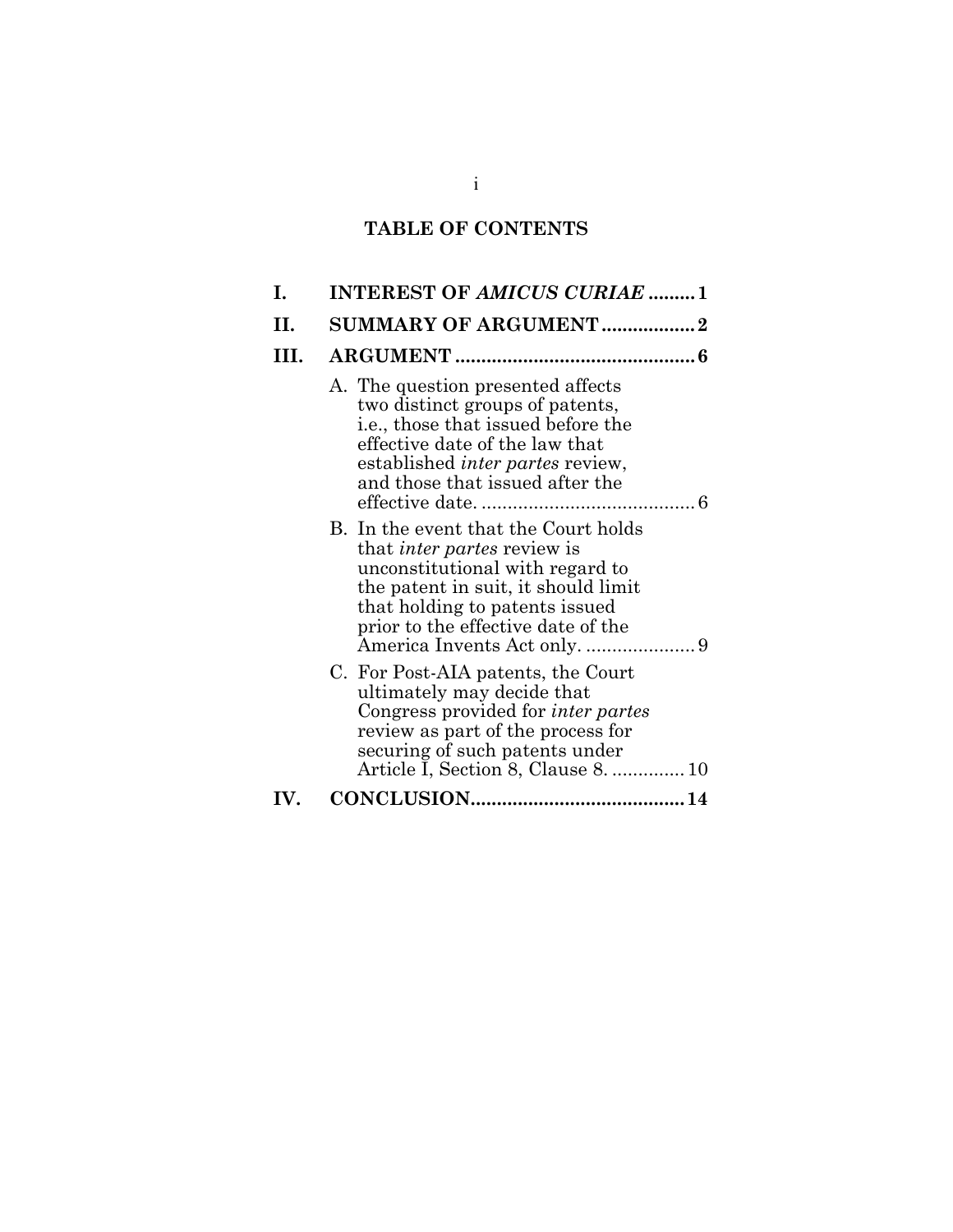# TABLE OF CONTENTS

**I. INTEREST OF *AMICUS CURIAE* ......... 1**

**II. SUMMARY OF ARGUMENT .................. 2**

**III. ARGUMENT ............................................. 6**

A. The question presented affects two distinct groups of patents, i.e., those that issued before the effective date of the law that established *inter partes* review, and those that issued after the effective date. ......................................... 6

B. In the event that the Court holds that *inter partes* review is unconstitutional with regard to the patent in suit, it should limit that holding to patents issued prior to the effective date of the America Invents Act only. ..................... 9

C. For Post-AIA patents, the Court ultimately may decide that Congress provided for *inter partes* review as part of the process for securing of such patents under Article I, Section 8, Clause 8. .............. 10

**IV. CONCLUSION......................................... 14**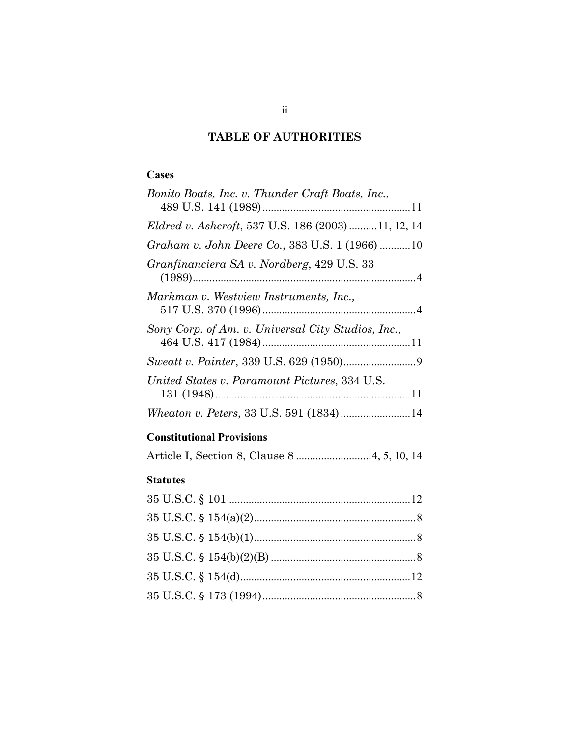# TABLE OF AUTHORITIES

## Cases

*Bonito Boats, Inc. v. Thunder Craft Boats, Inc.*, 489 U.S. 141 (1989) .......... 11

*Eldred v. Ashcroft*, 537 U.S. 186 (2003) .......... 11, 12, 14

*Graham v. John Deere Co.*, 383 U.S. 1 (1966) .......... 10

*Granfinanciera SA v. Nordberg*, 429 U.S. 33 (1989) .......... 4

*Markman v. Westview Instruments, Inc.*, 517 U.S. 370 (1996) .......... 4

*Sony Corp. of Am. v. Universal City Studios, Inc.*, 464 U.S. 417 (1984) .......... 11

*Sweatt v. Painter*, 339 U.S. 629 (1950) .......... 9

*United States v. Paramount Pictures*, 334 U.S. 131 (1948) .......... 11

*Wheaton v. Peters*, 33 U.S. 591 (1834) .......... 14

## Constitutional Provisions

Article I, Section 8, Clause 8 .......... 4, 5, 10, 14

## Statutes

35 U.S.C. § 101 .......... 12

35 U.S.C. § 154(a)(2) .......... 8

35 U.S.C. § 154(b)(1) .......... 8

35 U.S.C. § 154(b)(2)(B) .......... 8

35 U.S.C. § 154(d) .......... 12

35 U.S.C. § 173 (1994) .......... 8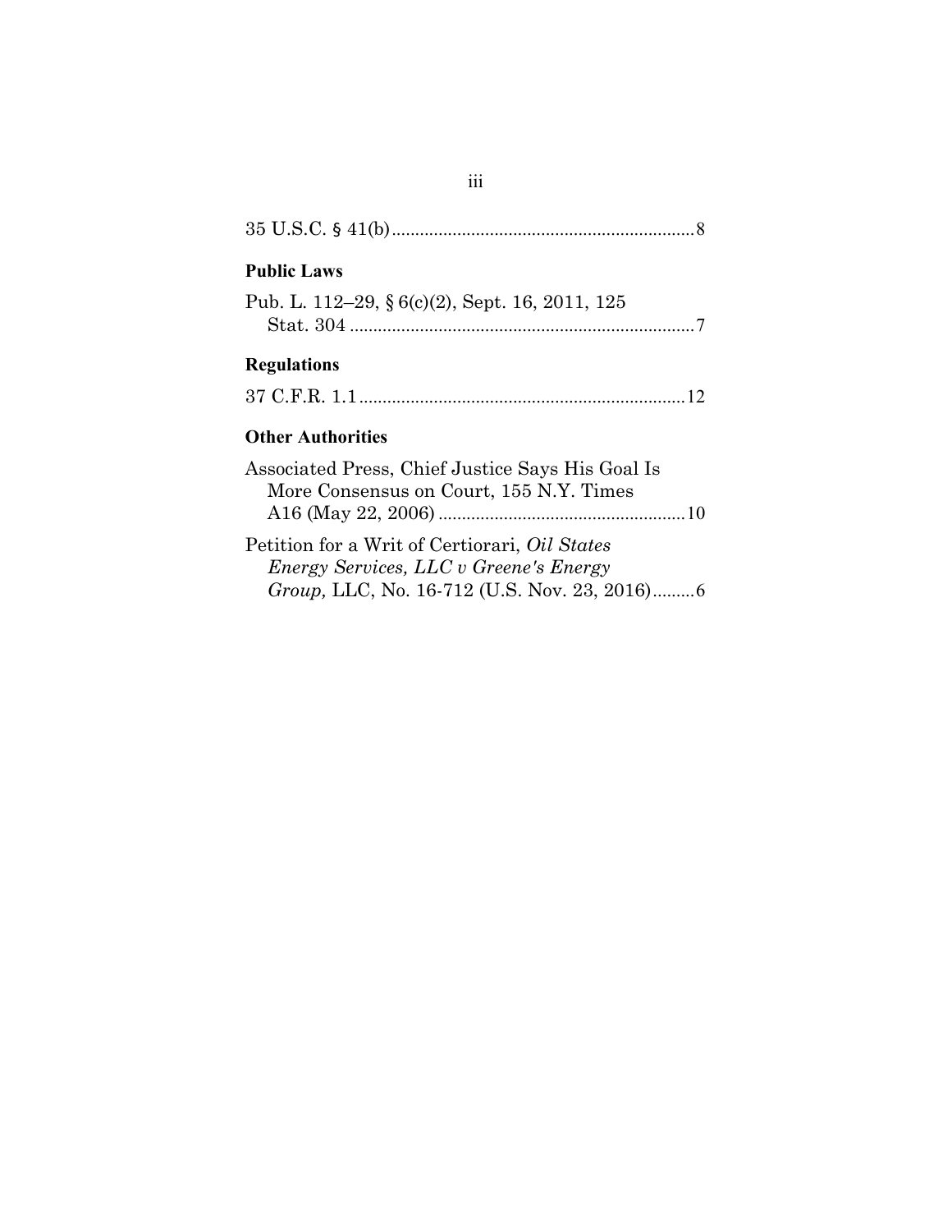35 U.S.C. § 41(b) ........................................................................ 8

**Public Laws**

Pub. L. 112–29, § 6(c)(2), Sept. 16, 2011, 125 Stat. 304 ........................................................................ 7

**Regulations**

37 C.F.R. 1.1 ........................................................................ 12

**Other Authorities**

Associated Press, Chief Justice Says His Goal Is More Consensus on Court, 155 N.Y. Times A16 (May 22, 2006) ........................................................ 10

Petition for a Writ of Certiorari, *Oil States Energy Services, LLC v Greene's Energy Group,* LLC, No. 16-712 (U.S. Nov. 23, 2016) ......... 6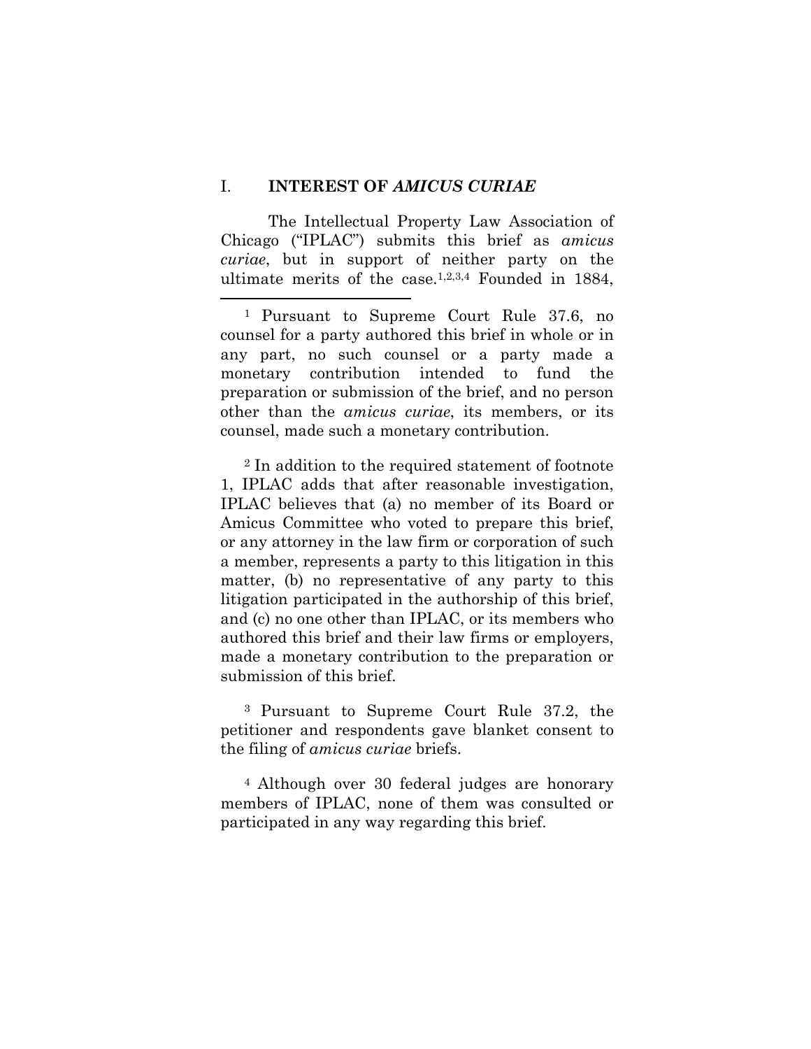## I. INTEREST OF *AMICUS CURIAE*

The Intellectual Property Law Association of Chicago ("IPLAC") submits this brief as *amicus curiae*, but in support of neither party on the ultimate merits of the case.[1,2,3,4] Founded in 1884,

[1] Pursuant to Supreme Court Rule 37.6, no counsel for a party authored this brief in whole or in any part, no such counsel or a party made a monetary contribution intended to fund the preparation or submission of the brief, and no person other than the *amicus curiae*, its members, or its counsel, made such a monetary contribution.

[2] In addition to the required statement of footnote 1, IPLAC adds that after reasonable investigation, IPLAC believes that (a) no member of its Board or Amicus Committee who voted to prepare this brief, or any attorney in the law firm or corporation of such a member, represents a party to this litigation in this matter, (b) no representative of any party to this litigation participated in the authorship of this brief, and (c) no one other than IPLAC, or its members who authored this brief and their law firms or employers, made a monetary contribution to the preparation or submission of this brief.

[3] Pursuant to Supreme Court Rule 37.2, the petitioner and respondents gave blanket consent to the filing of *amicus curiae* briefs.

[4] Although over 30 federal judges are honorary members of IPLAC, none of them was consulted or participated in any way regarding this brief.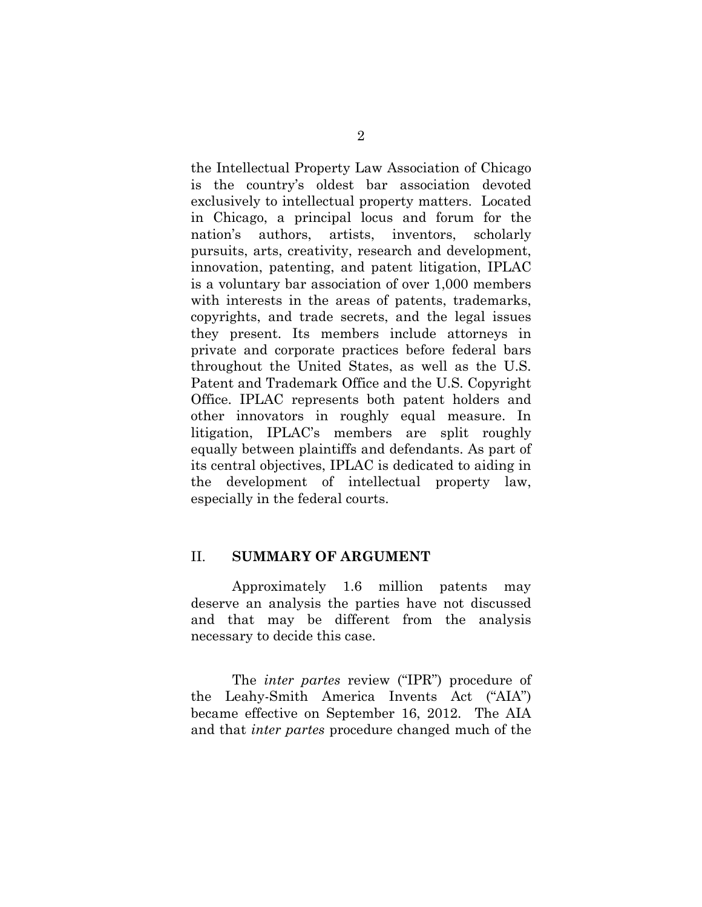the Intellectual Property Law Association of Chicago is the country's oldest bar association devoted exclusively to intellectual property matters. Located in Chicago, a principal locus and forum for the nation's authors, artists, inventors, scholarly pursuits, arts, creativity, research and development, innovation, patenting, and patent litigation, IPLAC is a voluntary bar association of over 1,000 members with interests in the areas of patents, trademarks, copyrights, and trade secrets, and the legal issues they present. Its members include attorneys in private and corporate practices before federal bars throughout the United States, as well as the U.S. Patent and Trademark Office and the U.S. Copyright Office. IPLAC represents both patent holders and other innovators in roughly equal measure. In litigation, IPLAC's members are split roughly equally between plaintiffs and defendants. As part of its central objectives, IPLAC is dedicated to aiding in the development of intellectual property law, especially in the federal courts.

## II. SUMMARY OF ARGUMENT

Approximately 1.6 million patents may deserve an analysis the parties have not discussed and that may be different from the analysis necessary to decide this case.

The *inter partes* review ("IPR") procedure of the Leahy-Smith America Invents Act ("AIA") became effective on September 16, 2012. The AIA and that *inter partes* procedure changed much of the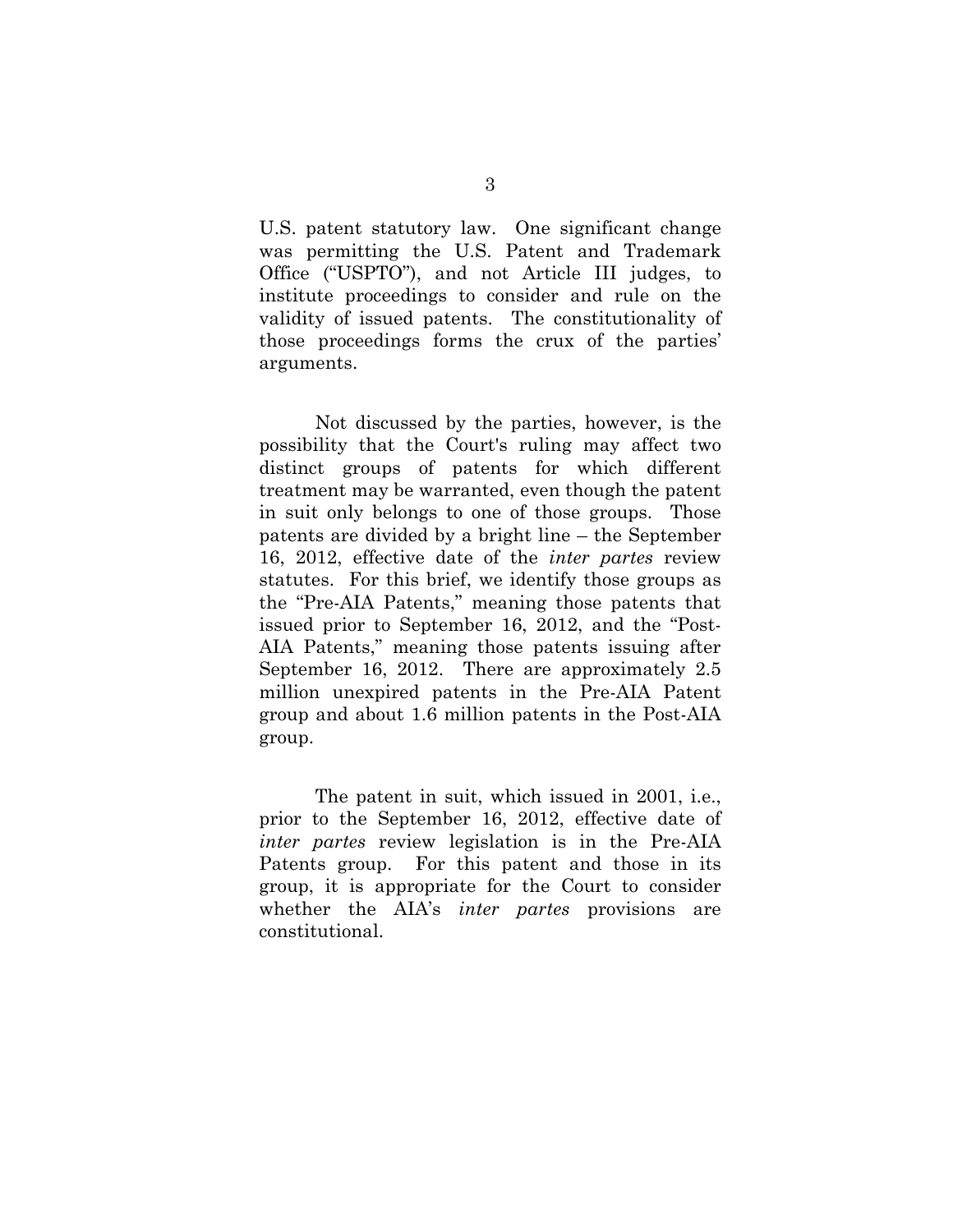U.S. patent statutory law. One significant change was permitting the U.S. Patent and Trademark Office ("USPTO"), and not Article III judges, to institute proceedings to consider and rule on the validity of issued patents. The constitutionality of those proceedings forms the crux of the parties' arguments.

Not discussed by the parties, however, is the possibility that the Court's ruling may affect two distinct groups of patents for which different treatment may be warranted, even though the patent in suit only belongs to one of those groups. Those patents are divided by a bright line – the September 16, 2012, effective date of the *inter partes* review statutes. For this brief, we identify those groups as the "Pre-AIA Patents," meaning those patents that issued prior to September 16, 2012, and the "Post-AIA Patents," meaning those patents issuing after September 16, 2012. There are approximately 2.5 million unexpired patents in the Pre-AIA Patent group and about 1.6 million patents in the Post-AIA group.

The patent in suit, which issued in 2001, i.e., prior to the September 16, 2012, effective date of *inter partes* review legislation is in the Pre-AIA Patents group. For this patent and those in its group, it is appropriate for the Court to consider whether the AIA's *inter partes* provisions are constitutional.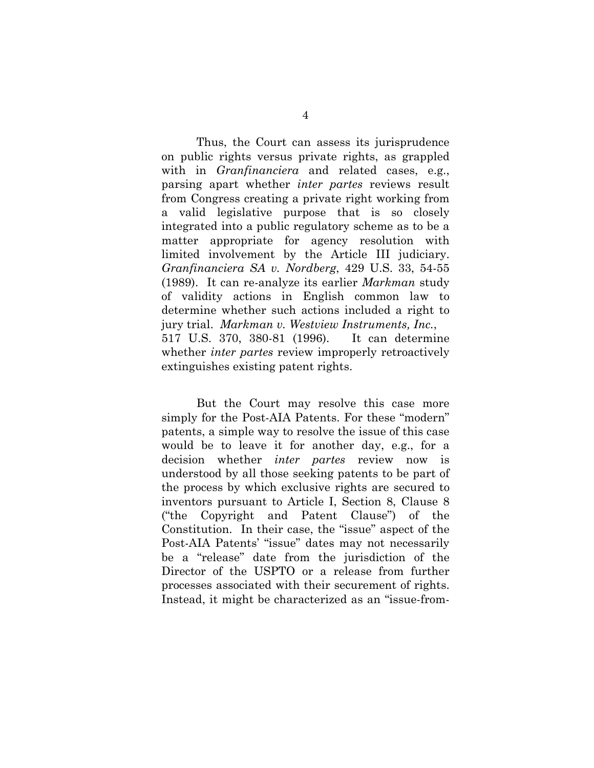Thus, the Court can assess its jurisprudence on public rights versus private rights, as grappled with in *Granfinanciera* and related cases, e.g., parsing apart whether *inter partes* reviews result from Congress creating a private right working from a valid legislative purpose that is so closely integrated into a public regulatory scheme as to be a matter appropriate for agency resolution with limited involvement by the Article III judiciary. *Granfinanciera SA v. Nordberg*, 429 U.S. 33, 54-55 (1989). It can re-analyze its earlier *Markman* study of validity actions in English common law to determine whether such actions included a right to jury trial. *Markman v. Westview Instruments, Inc.*, 517 U.S. 370, 380-81 (1996). It can determine whether *inter partes* review improperly retroactively extinguishes existing patent rights.

But the Court may resolve this case more simply for the Post-AIA Patents. For these "modern" patents, a simple way to resolve the issue of this case would be to leave it for another day, e.g., for a decision whether *inter partes* review now is understood by all those seeking patents to be part of the process by which exclusive rights are secured to inventors pursuant to Article I, Section 8, Clause 8 ("the Copyright and Patent Clause") of the Constitution. In their case, the "issue" aspect of the Post-AIA Patents' "issue" dates may not necessarily be a "release" date from the jurisdiction of the Director of the USPTO or a release from further processes associated with their securement of rights. Instead, it might be characterized as an "issue-from-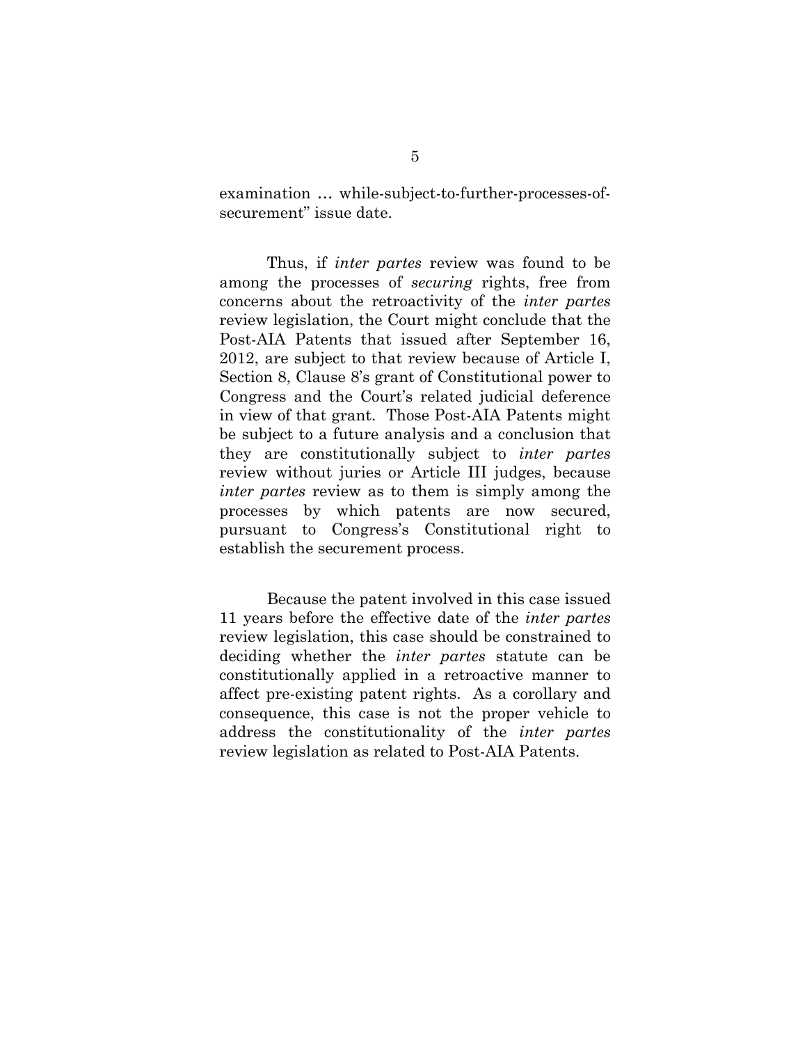examination … while-subject-to-further-processes-of-securement" issue date.

Thus, if *inter partes* review was found to be among the processes of *securing* rights, free from concerns about the retroactivity of the *inter partes* review legislation, the Court might conclude that the Post-AIA Patents that issued after September 16, 2012, are subject to that review because of Article I, Section 8, Clause 8's grant of Constitutional power to Congress and the Court's related judicial deference in view of that grant. Those Post-AIA Patents might be subject to a future analysis and a conclusion that they are constitutionally subject to *inter partes* review without juries or Article III judges, because *inter partes* review as to them is simply among the processes by which patents are now secured, pursuant to Congress's Constitutional right to establish the securement process.

Because the patent involved in this case issued 11 years before the effective date of the *inter partes* review legislation, this case should be constrained to deciding whether the *inter partes* statute can be constitutionally applied in a retroactive manner to affect pre-existing patent rights. As a corollary and consequence, this case is not the proper vehicle to address the constitutionality of the *inter partes* review legislation as related to Post-AIA Patents.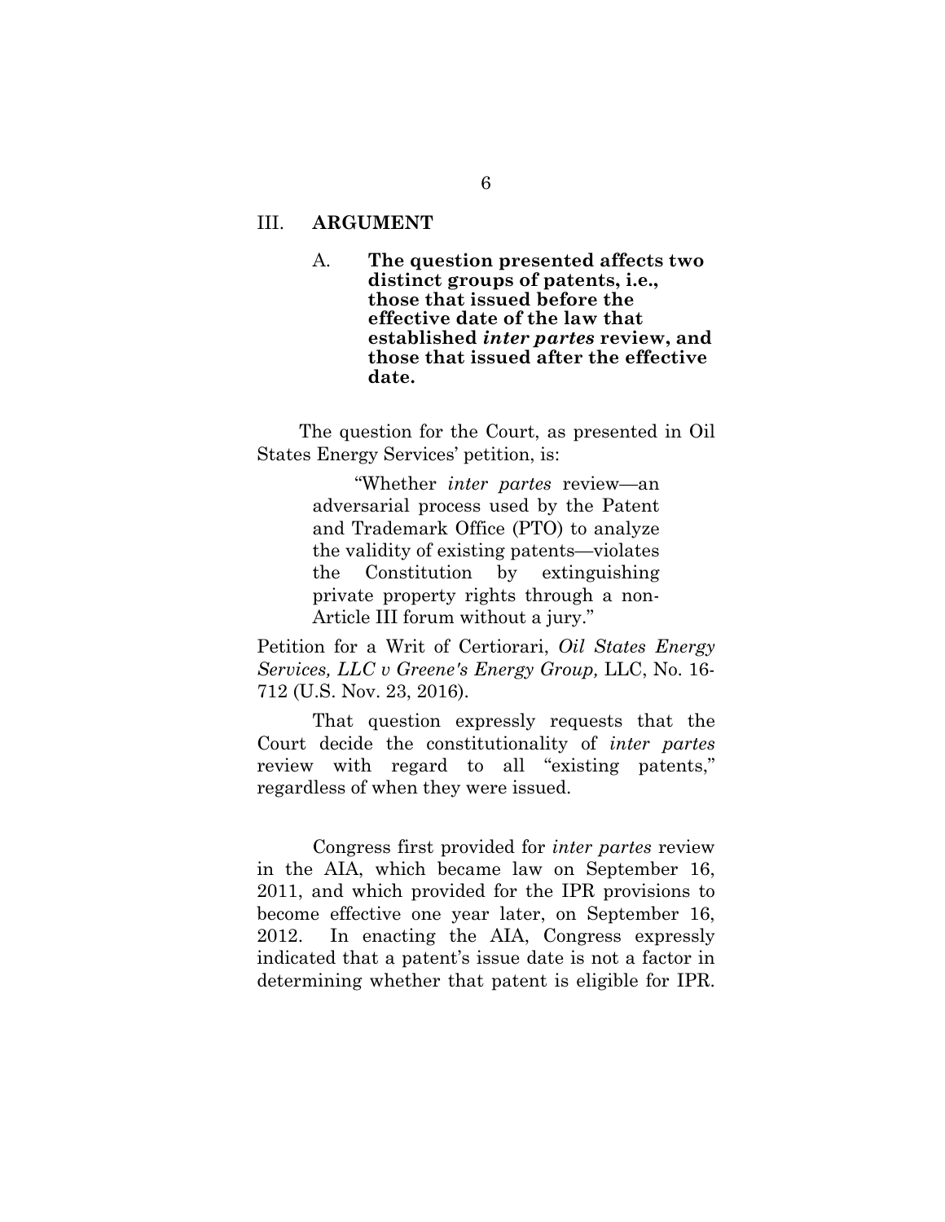## III. **ARGUMENT**

### A. **The question presented affects two distinct groups of patents, i.e., those that issued before the effective date of the law that established *inter partes* review, and those that issued after the effective date.**

The question for the Court, as presented in Oil States Energy Services' petition, is:

> "Whether *inter partes* review—an adversarial process used by the Patent and Trademark Office (PTO) to analyze the validity of existing patents—violates the Constitution by extinguishing private property rights through a non-Article III forum without a jury."

Petition for a Writ of Certiorari, *Oil States Energy Services, LLC v Greene's Energy Group,* LLC, No. 16-712 (U.S. Nov. 23, 2016).

That question expressly requests that the Court decide the constitutionality of *inter partes* review with regard to all "existing patents," regardless of when they were issued.

Congress first provided for *inter partes* review in the AIA, which became law on September 16, 2011, and which provided for the IPR provisions to become effective one year later, on September 16, 2012. In enacting the AIA, Congress expressly indicated that a patent's issue date is not a factor in determining whether that patent is eligible for IPR.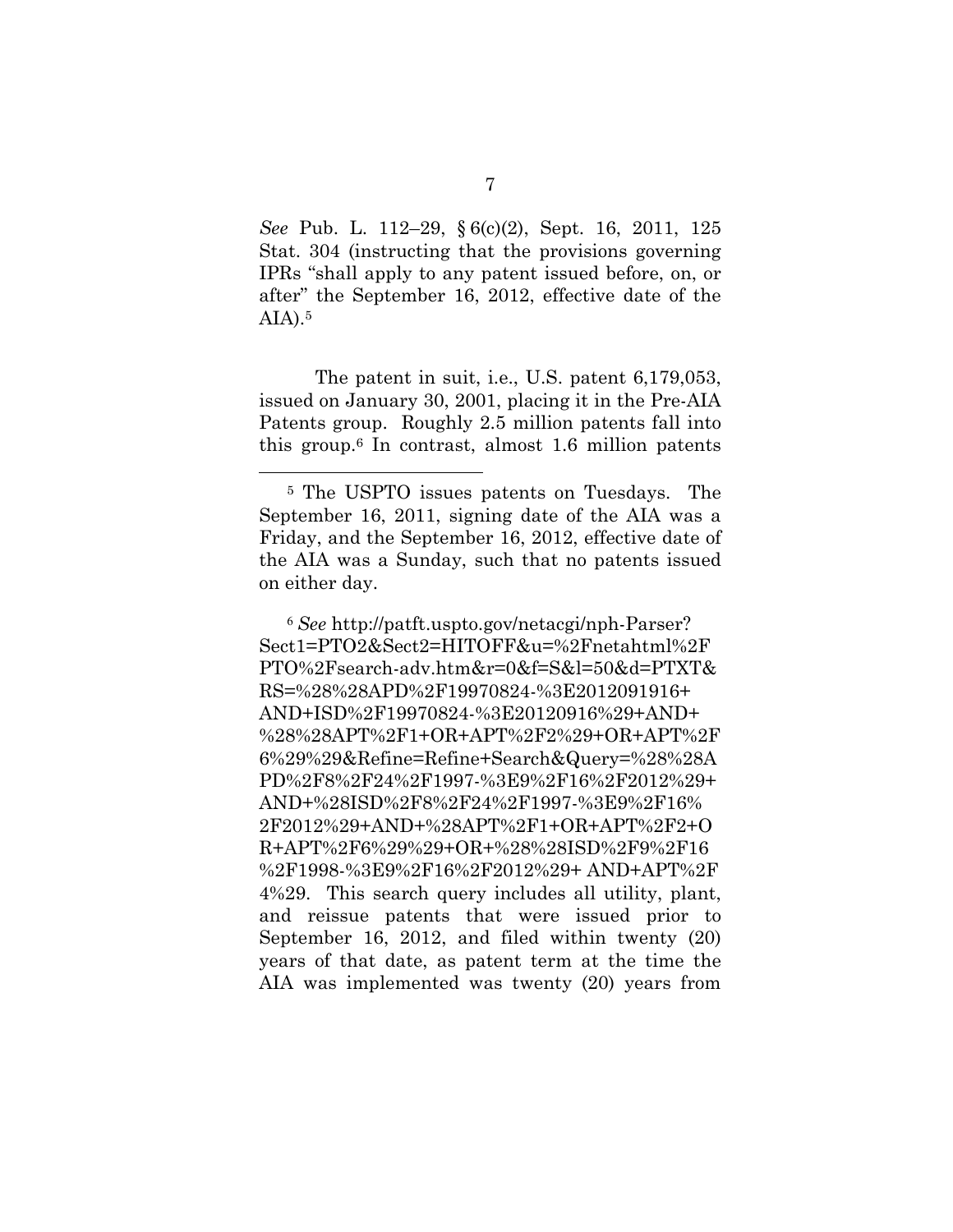*See* Pub. L. 112–29, § 6(c)(2), Sept. 16, 2011, 125 Stat. 304 (instructing that the provisions governing IPRs "shall apply to any patent issued before, on, or after" the September 16, 2012, effective date of the AIA).[5]

The patent in suit, i.e., U.S. patent 6,179,053, issued on January 30, 2001, placing it in the Pre-AIA Patents group. Roughly 2.5 million patents fall into this group.[6] In contrast, almost 1.6 million patents

[5] The USPTO issues patents on Tuesdays. The September 16, 2011, signing date of the AIA was a Friday, and the September 16, 2012, effective date of the AIA was a Sunday, such that no patents issued on either day.

[6] *See* http://patft.uspto.gov/netacgi/nph-Parser?Sect1=PTO2&Sect2=HITOFF&u=%2Fnetahtml%2FPTO%2Fsearch-adv.htm&r=0&f=S&l=50&d=PTXT&RS=%28%28APD%2F19970824-%3E2012091916+AND+ISD%2F19970824-%3E20120916%29+AND+%28%28APT%2F1+OR+APT%2F2%29+OR+APT%2F6%29%29&Refine=Refine+Search&Query=%28%28APD%2F8%2F24%2F1997-%3E9%2F16%2F2012%29+AND+%28ISD%2F8%2F24%2F1997-%3E9%2F16%2F2012%29+AND+%28APT%2F1+OR+APT%2F2+OR+APT%2F6%29%29+OR+%28%28ISD%2F9%2F16%2F1998-%3E9%2F16%2F2012%29+ AND+APT%2F4%29. This search query includes all utility, plant, and reissue patents that were issued prior to September 16, 2012, and filed within twenty (20) years of that date, as patent term at the time the AIA was implemented was twenty (20) years from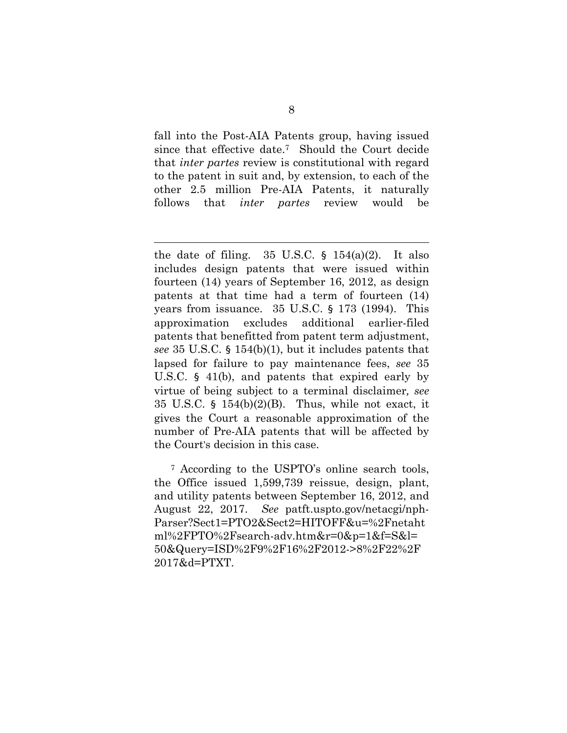fall into the Post-AIA Patents group, having issued since that effective date.[7] Should the Court decide that *inter partes* review is constitutional with regard to the patent in suit and, by extension, to each of the other 2.5 million Pre-AIA Patents, it naturally follows that *inter partes* review would be

---

the date of filing. 35 U.S.C. § 154(a)(2). It also includes design patents that were issued within fourteen (14) years of September 16, 2012, as design patents at that time had a term of fourteen (14) years from issuance. 35 U.S.C. § 173 (1994). This approximation excludes additional earlier-filed patents that benefitted from patent term adjustment, *see* 35 U.S.C. § 154(b)(1), but it includes patents that lapsed for failure to pay maintenance fees, *see* 35 U.S.C. § 41(b), and patents that expired early by virtue of being subject to a terminal disclaimer, *see* 35 U.S.C. § 154(b)(2)(B). Thus, while not exact, it gives the Court a reasonable approximation of the number of Pre-AIA patents that will be affected by the Court's decision in this case.

[7] According to the USPTO's online search tools, the Office issued 1,599,739 reissue, design, plant, and utility patents between September 16, 2012, and August 22, 2017. *See* patft.uspto.gov/netacgi/nph-Parser?Sect1=PTO2&Sect2=HITOFF&u=%2Fnetahtml%2FPTO%2Fsearch-adv.htm&r=0&p=1&f=S&l=50&Query=ISD%2F9%2F16%2F2012->8%2F22%2F2017&d=PTXT.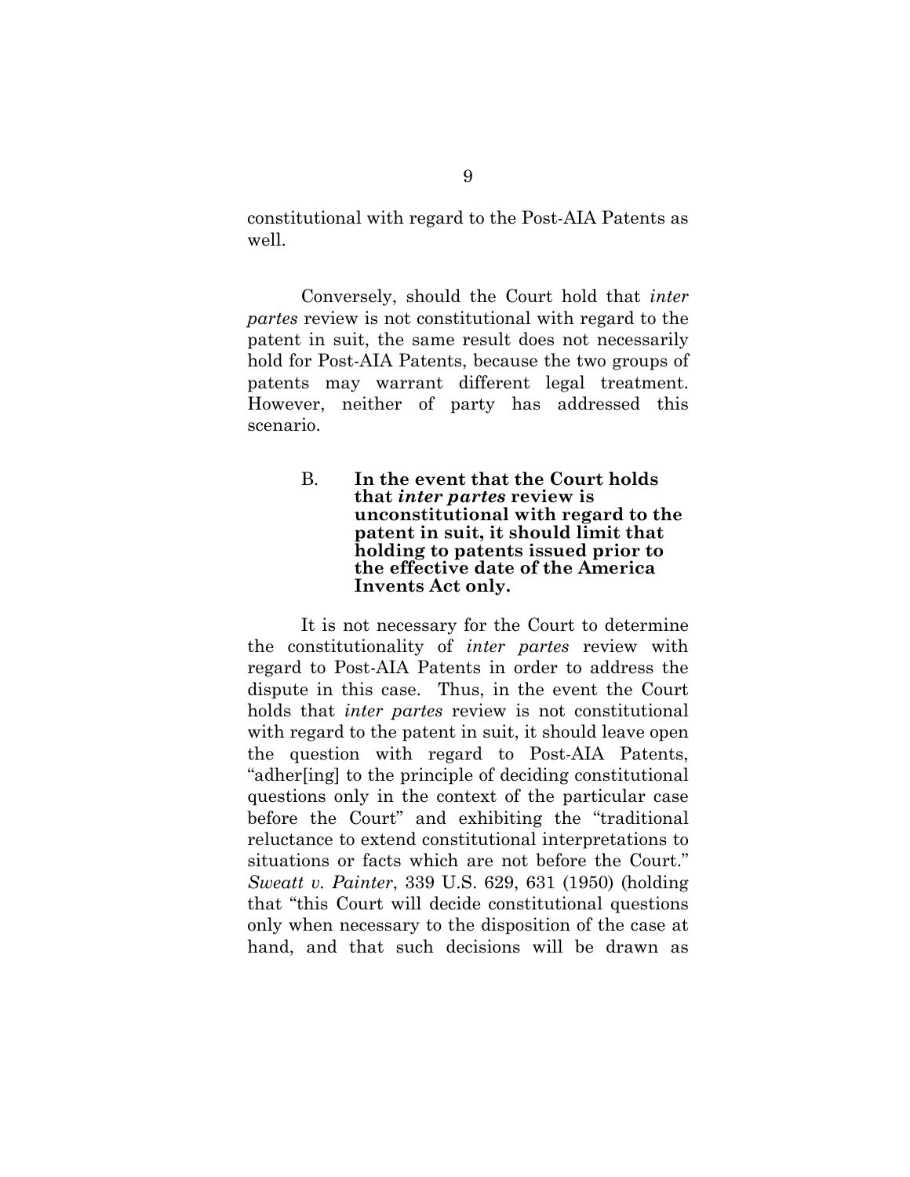constitutional with regard to the Post-AIA Patents as well.

Conversely, should the Court hold that *inter partes* review is not constitutional with regard to the patent in suit, the same result does not necessarily hold for Post-AIA Patents, because the two groups of patents may warrant different legal treatment. However, neither of party has addressed this scenario.

### B. In the event that the Court holds that *inter partes* review is unconstitutional with regard to the patent in suit, it should limit that holding to patents issued prior to the effective date of the America Invents Act only.

It is not necessary for the Court to determine the constitutionality of *inter partes* review with regard to Post-AIA Patents in order to address the dispute in this case. Thus, in the event the Court holds that *inter partes* review is not constitutional with regard to the patent in suit, it should leave open the question with regard to Post-AIA Patents, "adher[ing] to the principle of deciding constitutional questions only in the context of the particular case before the Court" and exhibiting the "traditional reluctance to extend constitutional interpretations to situations or facts which are not before the Court." *Sweatt v. Painter*, 339 U.S. 629, 631 (1950) (holding that "this Court will decide constitutional questions only when necessary to the disposition of the case at hand, and that such decisions will be drawn as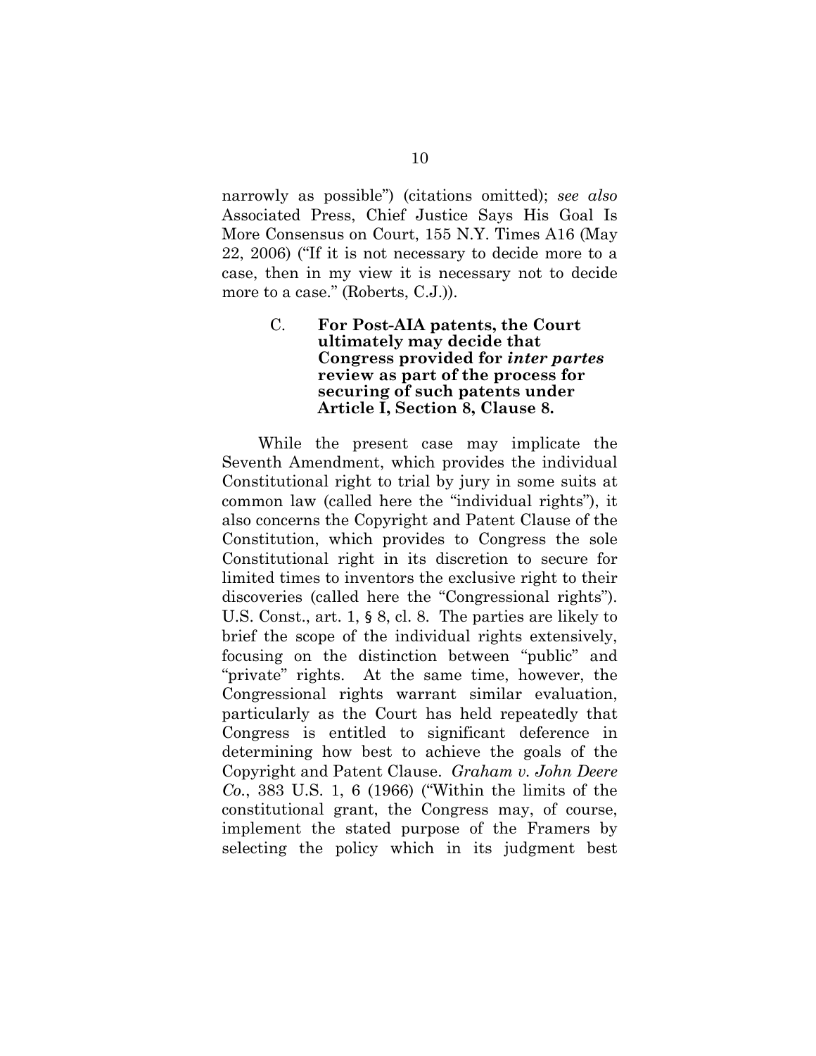narrowly as possible") (citations omitted); *see also* Associated Press, Chief Justice Says His Goal Is More Consensus on Court, 155 N.Y. Times A16 (May 22, 2006) ("If it is not necessary to decide more to a case, then in my view it is necessary not to decide more to a case." (Roberts, C.J.)).

### C. For Post-AIA patents, the Court ultimately may decide that Congress provided for *inter partes* review as part of the process for securing of such patents under Article I, Section 8, Clause 8.

While the present case may implicate the Seventh Amendment, which provides the individual Constitutional right to trial by jury in some suits at common law (called here the "individual rights"), it also concerns the Copyright and Patent Clause of the Constitution, which provides to Congress the sole Constitutional right in its discretion to secure for limited times to inventors the exclusive right to their discoveries (called here the "Congressional rights"). U.S. Const., art. 1, § 8, cl. 8. The parties are likely to brief the scope of the individual rights extensively, focusing on the distinction between "public" and "private" rights. At the same time, however, the Congressional rights warrant similar evaluation, particularly as the Court has held repeatedly that Congress is entitled to significant deference in determining how best to achieve the goals of the Copyright and Patent Clause. *Graham v. John Deere Co.*, 383 U.S. 1, 6 (1966) ("Within the limits of the constitutional grant, the Congress may, of course, implement the stated purpose of the Framers by selecting the policy which in its judgment best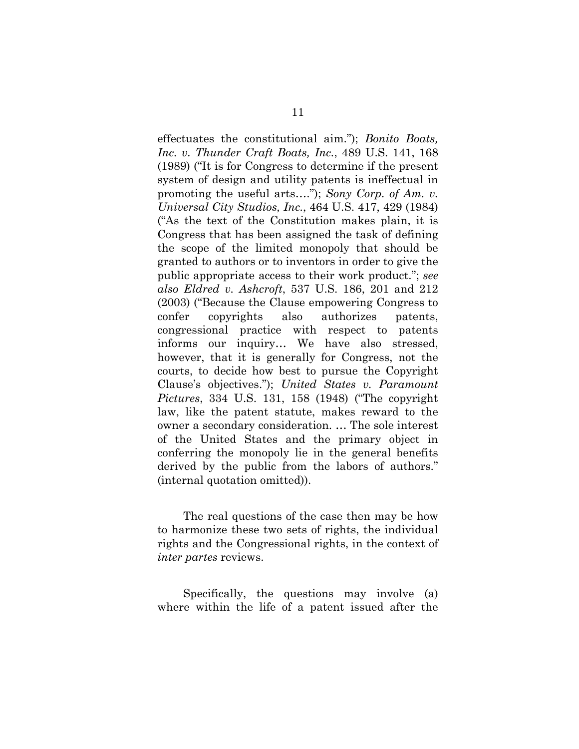effectuates the constitutional aim."); *Bonito Boats, Inc. v. Thunder Craft Boats, Inc.*, 489 U.S. 141, 168 (1989) ("It is for Congress to determine if the present system of design and utility patents is ineffectual in promoting the useful arts…."); *Sony Corp. of Am. v. Universal City Studios, Inc.*, 464 U.S. 417, 429 (1984) ("As the text of the Constitution makes plain, it is Congress that has been assigned the task of defining the scope of the limited monopoly that should be granted to authors or to inventors in order to give the public appropriate access to their work product."; *see also Eldred v. Ashcroft*, 537 U.S. 186, 201 and 212 (2003) ("Because the Clause empowering Congress to confer copyrights also authorizes patents, congressional practice with respect to patents informs our inquiry… We have also stressed, however, that it is generally for Congress, not the courts, to decide how best to pursue the Copyright Clause's objectives."); *United States v. Paramount Pictures*, 334 U.S. 131, 158 (1948) ("The copyright law, like the patent statute, makes reward to the owner a secondary consideration. … The sole interest of the United States and the primary object in conferring the monopoly lie in the general benefits derived by the public from the labors of authors." (internal quotation omitted)).

The real questions of the case then may be how to harmonize these two sets of rights, the individual rights and the Congressional rights, in the context of *inter partes* reviews.

Specifically, the questions may involve (a) where within the life of a patent issued after the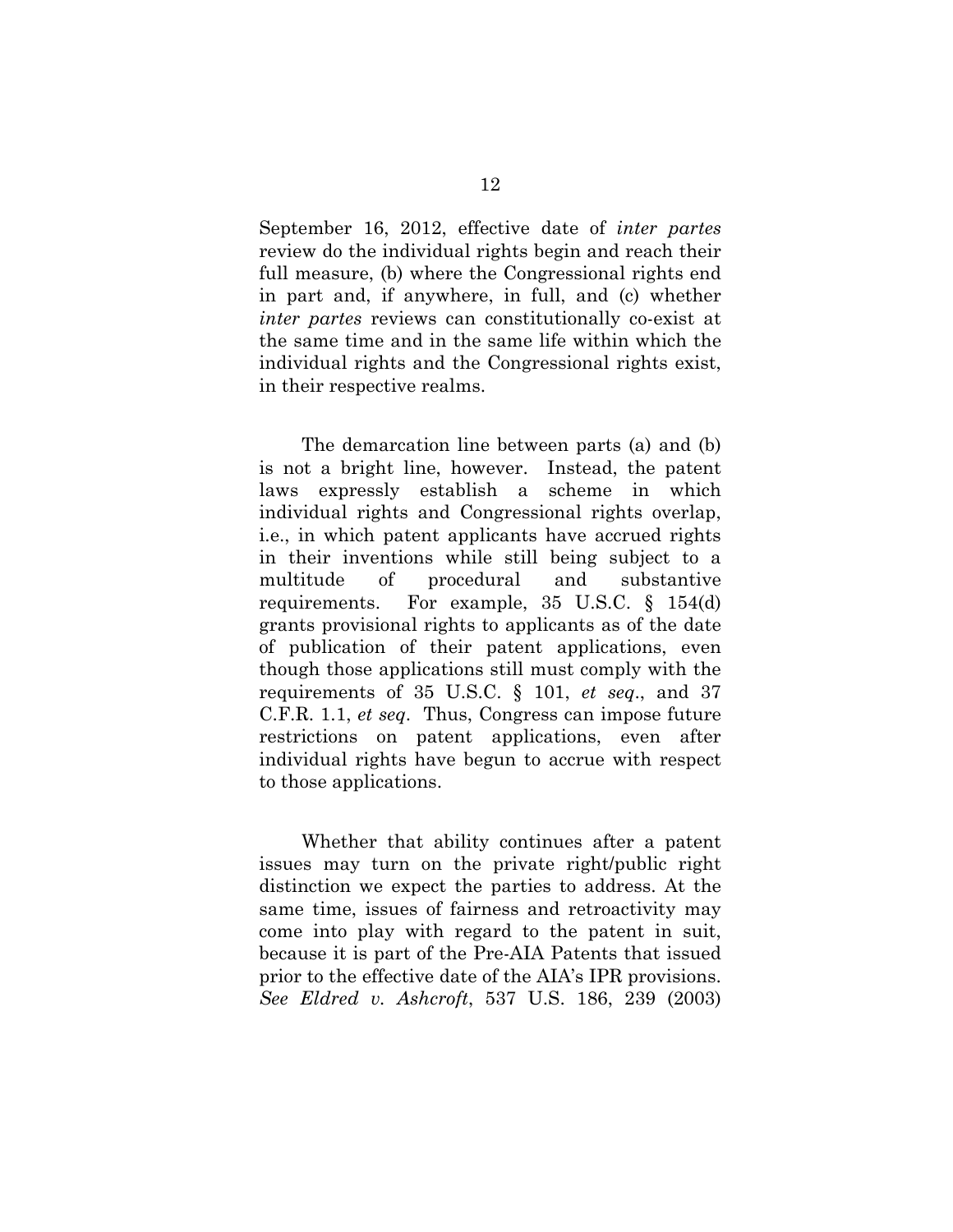September 16, 2012, effective date of *inter partes* review do the individual rights begin and reach their full measure, (b) where the Congressional rights end in part and, if anywhere, in full, and (c) whether *inter partes* reviews can constitutionally co-exist at the same time and in the same life within which the individual rights and the Congressional rights exist, in their respective realms.

The demarcation line between parts (a) and (b) is not a bright line, however. Instead, the patent laws expressly establish a scheme in which individual rights and Congressional rights overlap, i.e., in which patent applicants have accrued rights in their inventions while still being subject to a multitude of procedural and substantive requirements. For example, 35 U.S.C. § 154(d) grants provisional rights to applicants as of the date of publication of their patent applications, even though those applications still must comply with the requirements of 35 U.S.C. § 101, *et seq*., and 37 C.F.R. 1.1, *et seq*. Thus, Congress can impose future restrictions on patent applications, even after individual rights have begun to accrue with respect to those applications.

Whether that ability continues after a patent issues may turn on the private right/public right distinction we expect the parties to address. At the same time, issues of fairness and retroactivity may come into play with regard to the patent in suit, because it is part of the Pre-AIA Patents that issued prior to the effective date of the AIA's IPR provisions. *See Eldred v. Ashcroft*, 537 U.S. 186, 239 (2003)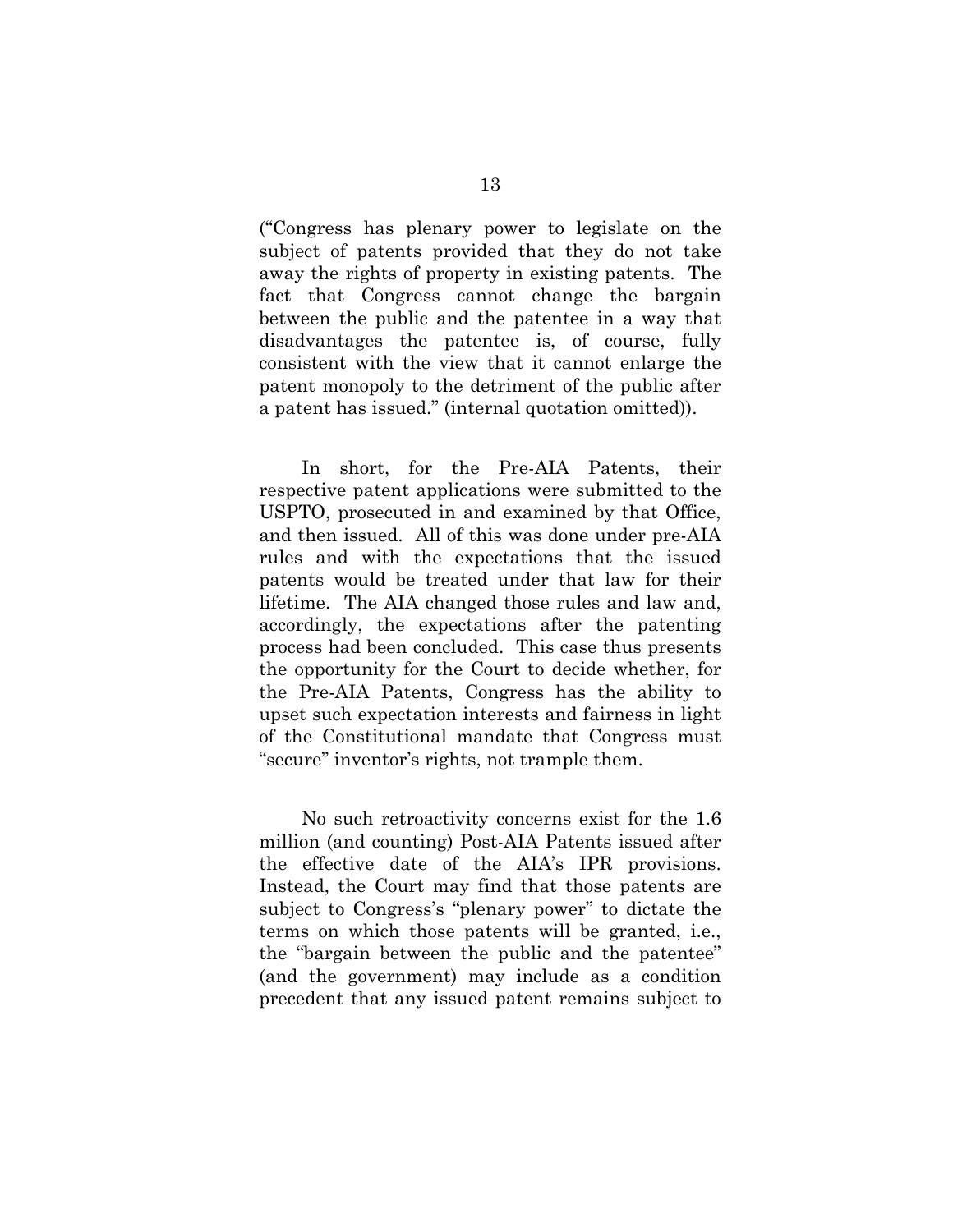("Congress has plenary power to legislate on the subject of patents provided that they do not take away the rights of property in existing patents. The fact that Congress cannot change the bargain between the public and the patentee in a way that disadvantages the patentee is, of course, fully consistent with the view that it cannot enlarge the patent monopoly to the detriment of the public after a patent has issued." (internal quotation omitted)).

In short, for the Pre-AIA Patents, their respective patent applications were submitted to the USPTO, prosecuted in and examined by that Office, and then issued. All of this was done under pre-AIA rules and with the expectations that the issued patents would be treated under that law for their lifetime. The AIA changed those rules and law and, accordingly, the expectations after the patenting process had been concluded. This case thus presents the opportunity for the Court to decide whether, for the Pre-AIA Patents, Congress has the ability to upset such expectation interests and fairness in light of the Constitutional mandate that Congress must "secure" inventor's rights, not trample them.

No such retroactivity concerns exist for the 1.6 million (and counting) Post-AIA Patents issued after the effective date of the AIA's IPR provisions. Instead, the Court may find that those patents are subject to Congress's "plenary power" to dictate the terms on which those patents will be granted, i.e., the "bargain between the public and the patentee" (and the government) may include as a condition precedent that any issued patent remains subject to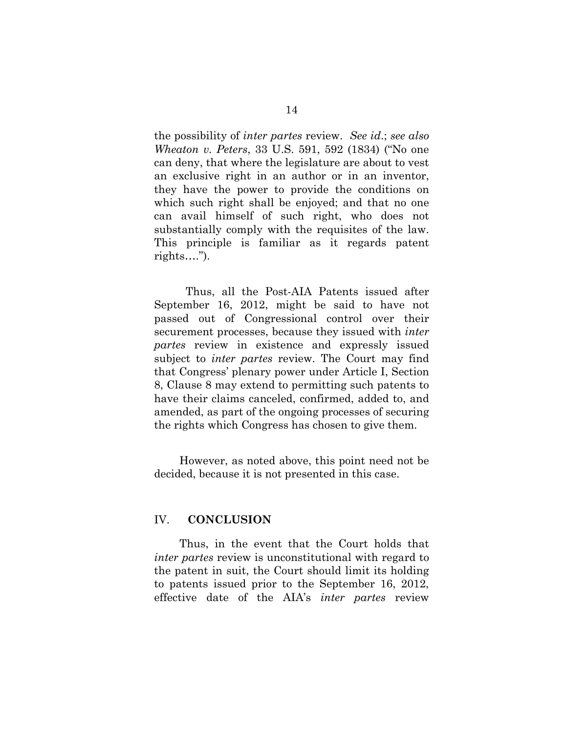the possibility of *inter partes* review. *See id*.; *see also Wheaton v. Peters*, 33 U.S. 591, 592 (1834) ("No one can deny, that where the legislature are about to vest an exclusive right in an author or in an inventor, they have the power to provide the conditions on which such right shall be enjoyed; and that no one can avail himself of such right, who does not substantially comply with the requisites of the law. This principle is familiar as it regards patent rights….").

Thus, all the Post-AIA Patents issued after September 16, 2012, might be said to have not passed out of Congressional control over their securement processes, because they issued with *inter partes* review in existence and expressly issued subject to *inter partes* review. The Court may find that Congress' plenary power under Article I, Section 8, Clause 8 may extend to permitting such patents to have their claims canceled, confirmed, added to, and amended, as part of the ongoing processes of securing the rights which Congress has chosen to give them.

However, as noted above, this point need not be decided, because it is not presented in this case.

## IV. **CONCLUSION**

Thus, in the event that the Court holds that *inter partes* review is unconstitutional with regard to the patent in suit, the Court should limit its holding to patents issued prior to the September 16, 2012, effective date of the AIA's *inter partes* review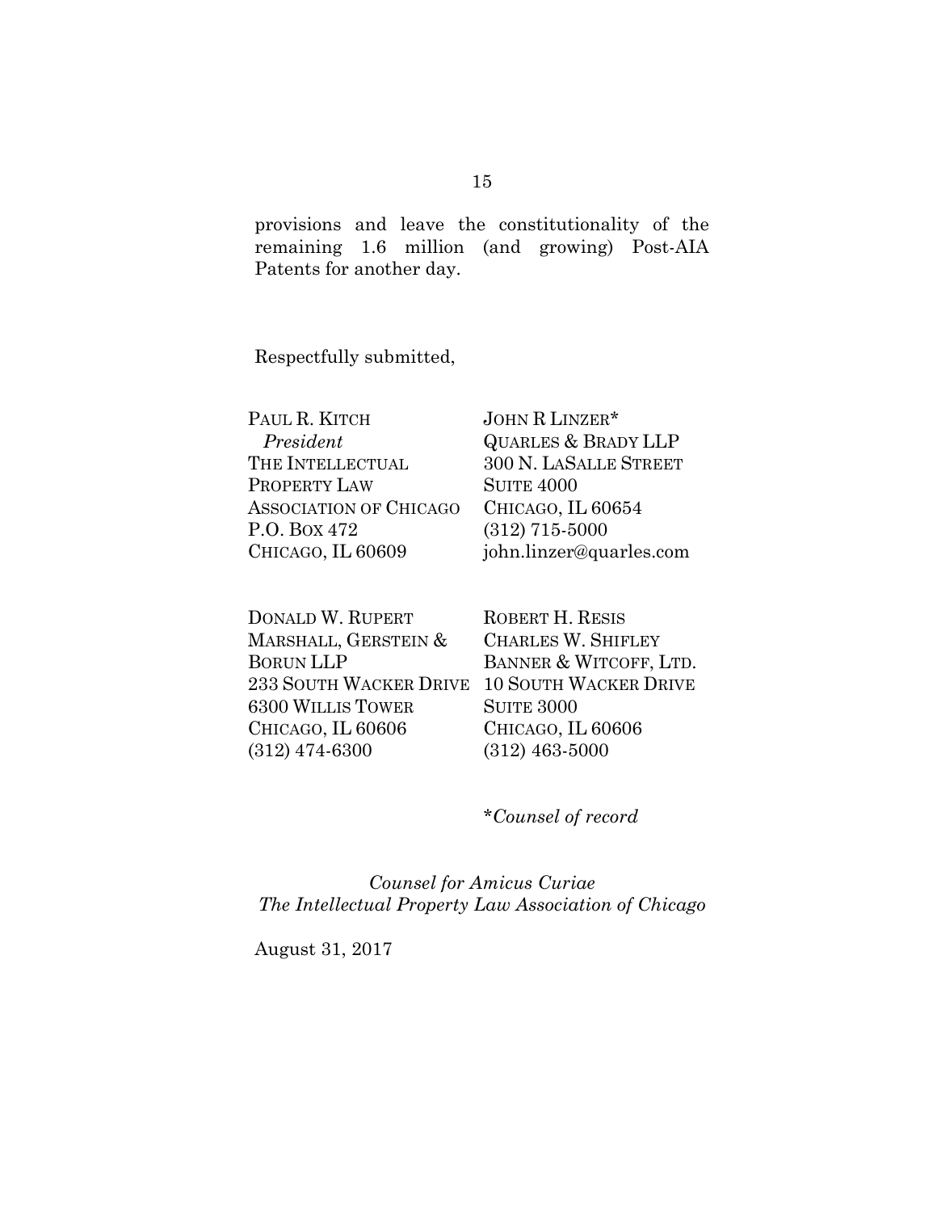provisions and leave the constitutionality of the remaining 1.6 million (and growing) Post-AIA Patents for another day.

Respectfully submitted,

PAUL R. KITCH
*President*
THE INTELLECTUAL PROPERTY LAW ASSOCIATION OF CHICAGO
P.O. BOX 472
CHICAGO, IL 60609

JOHN R LINZER*
QUARLES & BRADY LLP
300 N. LASALLE STREET
SUITE 4000
CHICAGO, IL 60654
(312) 715-5000
john.linzer@quarles.com

DONALD W. RUPERT
MARSHALL, GERSTEIN & BORUN LLP
233 SOUTH WACKER DRIVE
6300 WILLIS TOWER
CHICAGO, IL 60606
(312) 474-6300

ROBERT H. RESIS
CHARLES W. SHIFLEY
BANNER & WITCOFF, LTD.
10 SOUTH WACKER DRIVE
SUITE 3000
CHICAGO, IL 60606
(312) 463-5000

**Counsel of record*

*Counsel for Amicus Curiae*
*The Intellectual Property Law Association of Chicago*

August 31, 2017